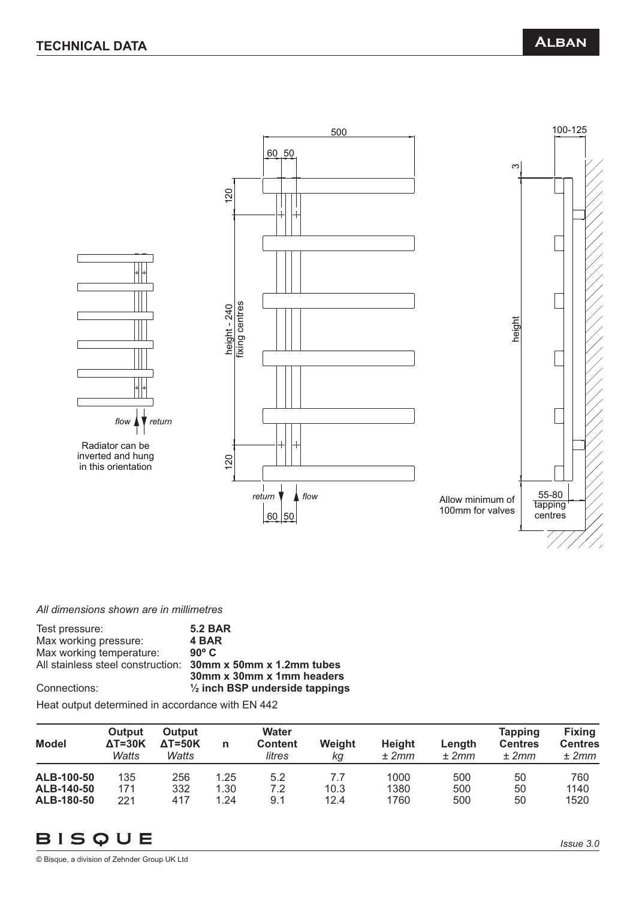# TECHNICAL DATA

**ALBAN**

flow / return

Radiator can be inverted and hung in this orientation

500

60 50

120

height - 240 fixing centres

120

return / flow

60 50

100-125

3

height

Allow minimum of 100mm for valves

55-80 tapping centres

*All dimensions shown are in millimetres*

Test pressure: **5.2 BAR**
Max working pressure: **4 BAR**
Max working temperature: **90º C**
All stainless steel construction: **30mm x 50mm x 1.2mm tubes**
**30mm x 30mm x 1mm headers**
Connections: **½ inch BSP underside tappings**

Heat output determined in accordance with EN 442

| Model | Output ΔT=30K *Watts* | Output ΔT=50K *Watts* | n | Water Content *litres* | Weight *kg* | Height *± 2mm* | Length *± 2mm* | Tapping Centres *± 2mm* | Fixing Centres *± 2mm* |
|---|---|---|---|---|---|---|---|---|---|
| **ALB-100-50** | 135 | 256 | 1.25 | 5.2 | 7.7 | 1000 | 500 | 50 | 760 |
| **ALB-140-50** | 171 | 332 | 1.30 | 7.2 | 10.3 | 1380 | 500 | 50 | 1140 |
| **ALB-180-50** | 221 | 417 | 1.24 | 9.1 | 12.4 | 1760 | 500 | 50 | 1520 |

BISQUE

*Issue 3.0*

© Bisque, a division of Zehnder Group UK Ltd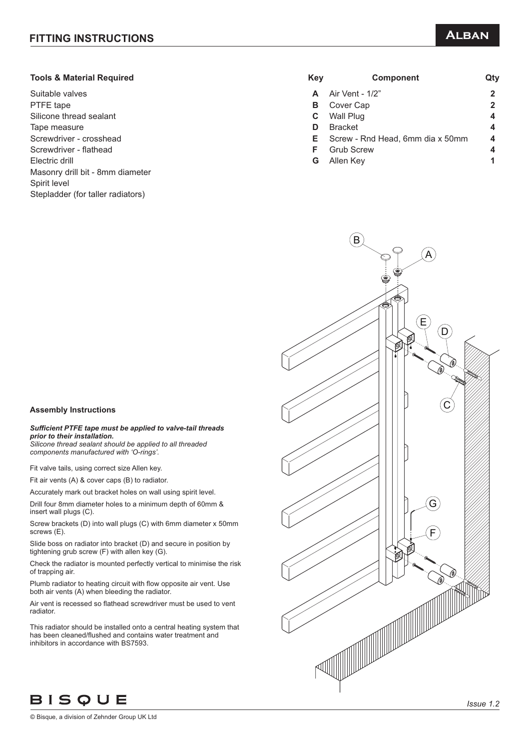# FITTING INSTRUCTIONS

**ALBAN**

**Tools & Material Required**

Suitable valves
PTFE tape
Silicone thread sealant
Tape measure
Screwdriver - crosshead
Screwdriver - flathead
Electric drill
Masonry drill bit - 8mm diameter
Spirit level
Stepladder (for taller radiators)

| Key | Component | Qty |
|---|---|---|
| **A** | Air Vent - 1/2" | **2** |
| **B** | Cover Cap | **2** |
| **C** | Wall Plug | **4** |
| **D** | Bracket | **4** |
| **E** | Screw - Rnd Head, 6mm dia x 50mm | **4** |
| **F** | Grub Screw | **4** |
| **G** | Allen Key | **1** |

B
A
E
D
C
G
F

**Assembly Instructions**

***Sufficient PTFE tape must be applied to valve-tail threads prior to their installation.***
*Silicone thread sealant should be applied to all threaded components manufactured with 'O-rings'.*

Fit valve tails, using correct size Allen key.

Fit air vents (A) & cover caps (B) to radiator.

Accurately mark out bracket holes on wall using spirit level.

Drill four 8mm diameter holes to a minimum depth of 60mm & insert wall plugs (C).

Screw brackets (D) into wall plugs (C) with 6mm diameter x 50mm screws (E).

Slide boss on radiator into bracket (D) and secure in position by tightening grub screw (F) with allen key (G).

Check the radiator is mounted perfectly vertical to minimise the risk of trapping air.

Plumb radiator to heating circuit with flow opposite air vent. Use both air vents (A) when bleeding the radiator.

Air vent is recessed so flathead screwdriver must be used to vent radiator.

This radiator should be installed onto a central heating system that has been cleaned/flushed and contains water treatment and inhibitors in accordance with BS7593.

BISQUE

*Issue 1.2*

© Bisque, a division of Zehnder Group UK Ltd